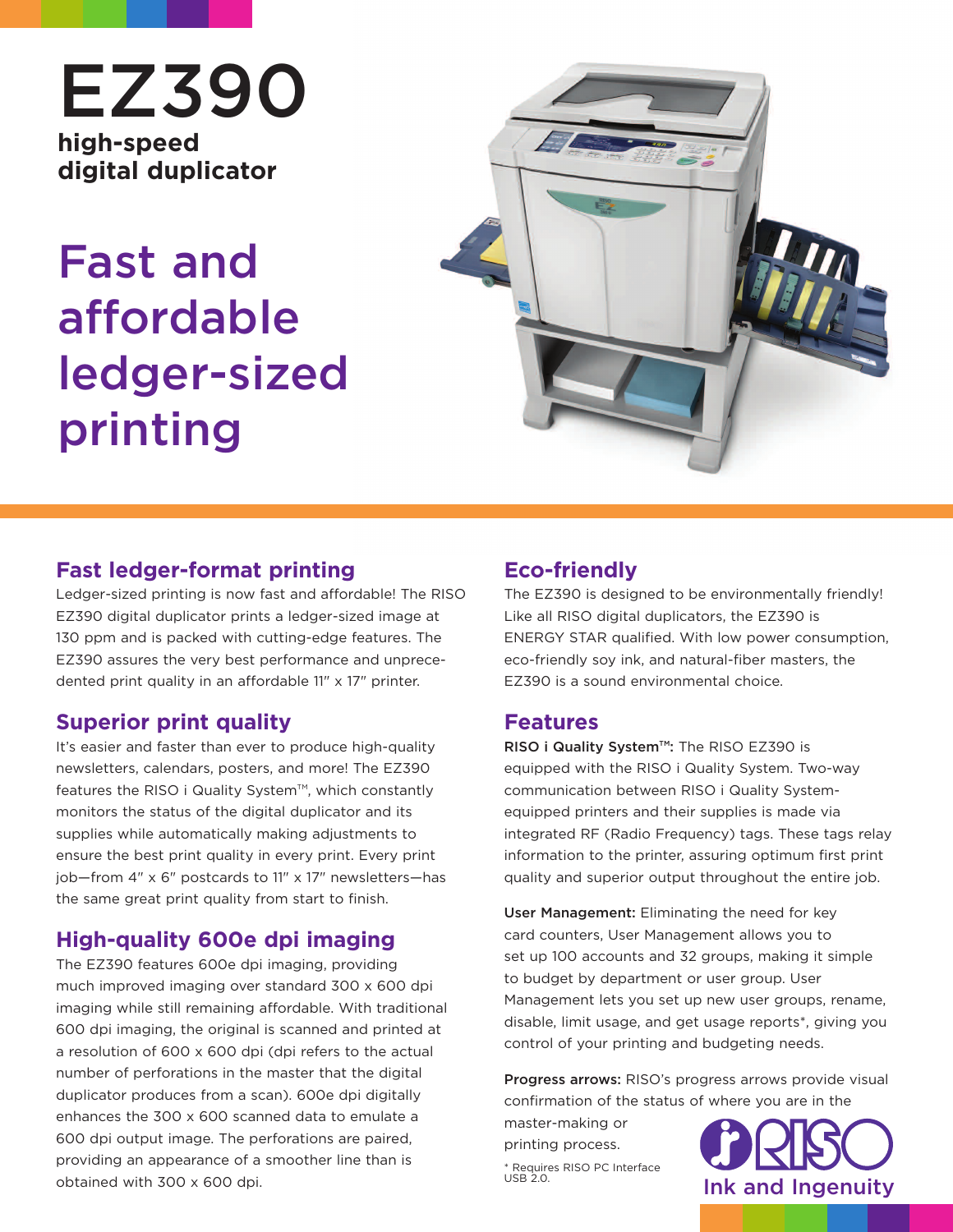# EZ390

**high-speed digital duplicator**

## Fast and affordable ledger-sized printing

### Fast ledger-format printing

Ledger-sized printing is now fast and affordable! The RISO EZ390 digital duplicator prints a ledger-sized image at 130 ppm and is packed with cutting-edge features. The EZ390 assures the very best performance and unprecedented print quality in an affordable 11" x 17" printer.

### Superior print quality

It's easier and faster than ever to produce high-quality newsletters, calendars, posters, and more! The EZ390 features the RISO i Quality System™, which constantly monitors the status of the digital duplicator and its supplies while automatically making adjustments to ensure the best print quality in every print. Every print job—from 4" x 6" postcards to 11" x 17" newsletters—has the same great print quality from start to finish.

### High-quality 600e dpi imaging

The EZ390 features 600e dpi imaging, providing much improved imaging over standard 300 x 600 dpi imaging while still remaining affordable. With traditional 600 dpi imaging, the original is scanned and printed at a resolution of 600 x 600 dpi (dpi refers to the actual number of perforations in the master that the digital duplicator produces from a scan). 600e dpi digitally enhances the 300 x 600 scanned data to emulate a 600 dpi output image. The perforations are paired, providing an appearance of a smoother line than is obtained with 300 x 600 dpi.

### Eco-friendly

The EZ390 is designed to be environmentally friendly! Like all RISO digital duplicators, the EZ390 is ENERGY STAR qualified. With low power consumption, eco-friendly soy ink, and natural-fiber masters, the EZ390 is a sound environmental choice.

### Features

**RISO i Quality System™:** The RISO EZ390 is equipped with the RISO i Quality System. Two-way communication between RISO i Quality System-equipped printers and their supplies is made via integrated RF (Radio Frequency) tags. These tags relay information to the printer, assuring optimum first print quality and superior output throughout the entire job.

**User Management:** Eliminating the need for key card counters, User Management allows you to set up 100 accounts and 32 groups, making it simple to budget by department or user group. User Management lets you set up new user groups, rename, disable, limit usage, and get usage reports*, giving you control of your printing and budgeting needs.

**Progress arrows:** RISO's progress arrows provide visual confirmation of the status of where you are in the master-making or printing process.

* Requires RISO PC Interface USB 2.0.

RISO Ink and Ingenuity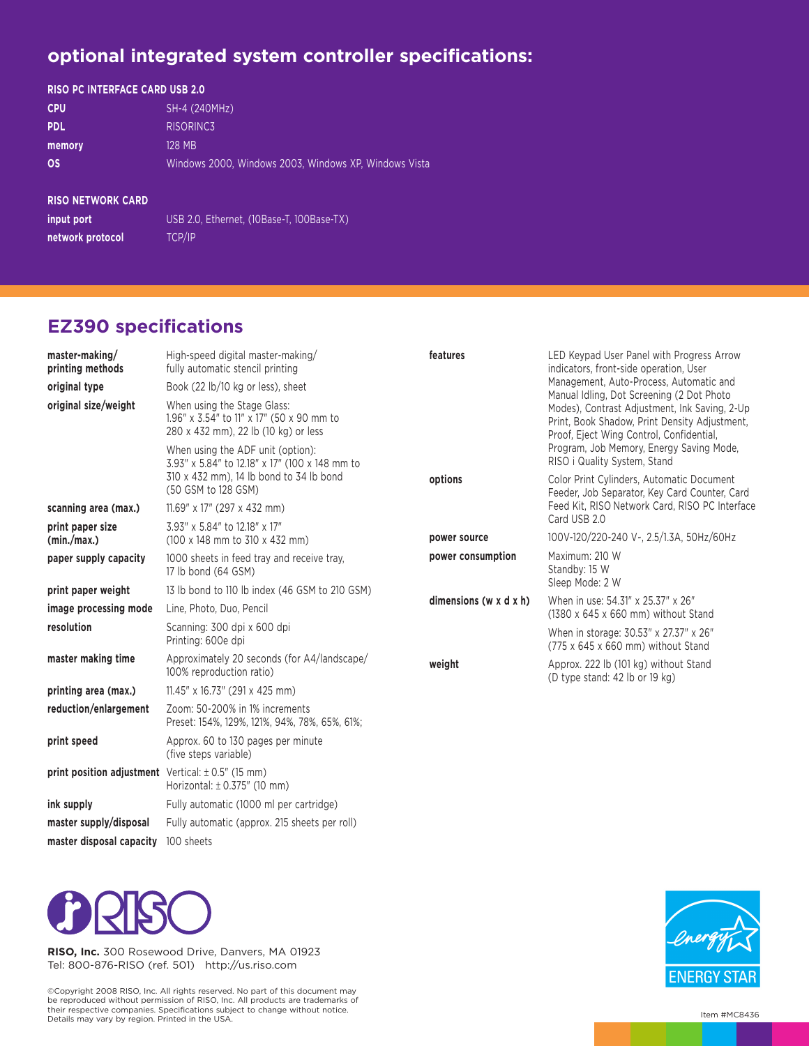## optional integrated system controller specifications:

### RISO PC INTERFACE CARD USB 2.0

| | |
|---|---|
| **CPU** | SH-4 (240MHz) |
| **PDL** | RISORINC3 |
| **memory** | 128 MB |
| **OS** | Windows 2000, Windows 2003, Windows XP, Windows Vista |

### RISO NETWORK CARD

| | |
|---|---|
| **input port** | USB 2.0, Ethernet, (10Base-T, 100Base-TX) |
| **network protocol** | TCP/IP |

## EZ390 specifications

| | |
|---|---|
| **master-making/ printing methods** | High-speed digital master-making/ fully automatic stencil printing |
| **original type** | Book (22 lb/10 kg or less), sheet |
| **original size/weight** | When using the Stage Glass: 1.96" x 3.54" to 11" x 17" (50 x 90 mm to 280 x 432 mm), 22 lb (10 kg) or less<br>When using the ADF unit (option): 3.93" x 5.84" to 12.18" x 17" (100 x 148 mm to 310 x 432 mm), 14 lb bond to 34 lb bond (50 GSM to 128 GSM) |
| **scanning area (max.)** | 11.69" x 17" (297 x 432 mm) |
| **print paper size (min./max.)** | 3.93" x 5.84" to 12.18" x 17" (100 x 148 mm to 310 x 432 mm) |
| **paper supply capacity** | 1000 sheets in feed tray and receive tray, 17 lb bond (64 GSM) |
| **print paper weight** | 13 lb bond to 110 lb index (46 GSM to 210 GSM) |
| **image processing mode** | Line, Photo, Duo, Pencil |
| **resolution** | Scanning: 300 dpi x 600 dpi<br>Printing: 600e dpi |
| **master making time** | Approximately 20 seconds (for A4/landscape/ 100% reproduction ratio) |
| **printing area (max.)** | 11.45" x 16.73" (291 x 425 mm) |
| **reduction/enlargement** | Zoom: 50-200% in 1% increments<br>Preset: 154%, 129%, 121%, 94%, 78%, 65%, 61%; |
| **print speed** | Approx. 60 to 130 pages per minute (five steps variable) |
| **print position adjustment** | Vertical: ± 0.5" (15 mm)<br>Horizontal: ± 0.375" (10 mm) |
| **ink supply** | Fully automatic (1000 ml per cartridge) |
| **master supply/disposal** | Fully automatic (approx. 215 sheets per roll) |
| **master disposal capacity** | 100 sheets |
| **features** | LED Keypad User Panel with Progress Arrow indicators, front-side operation, User Management, Auto-Process, Automatic and Manual Idling, Dot Screening (2 Dot Photo Modes), Contrast Adjustment, Ink Saving, 2-Up Print, Book Shadow, Print Density Adjustment, Proof, Eject Wing Control, Confidential, Program, Job Memory, Energy Saving Mode, RISO i Quality System, Stand |
| **options** | Color Print Cylinders, Automatic Document Feeder, Job Separator, Key Card Counter, Card Feed Kit, RISO Network Card, RISO PC Interface Card USB 2.0 |
| **power source** | 100V-120/220-240 V~, 2.5/1.3A, 50Hz/60Hz |
| **power consumption** | Maximum: 210 W<br>Standby: 15 W<br>Sleep Mode: 2 W |
| **dimensions (w x d x h)** | When in use: 54.31" x 25.37" x 26" (1380 x 645 x 660 mm) without Stand<br>When in storage: 30.53" x 27.37" x 26" (775 x 645 x 660 mm) without Stand |
| **weight** | Approx. 222 lb (101 kg) without Stand (D type stand: 42 lb or 19 kg) |

**RISO, Inc.** 300 Rosewood Drive, Danvers, MA 01923
Tel: 800-876-RISO (ref. 501) http://us.riso.com

©Copyright 2008 RISO, Inc. All rights reserved. No part of this document may be reproduced without permission of RISO, Inc. All products are trademarks of their respective companies. Specifications subject to change without notice. Details may vary by region. Printed in the USA.

ENERGY STAR

Item #MC8436